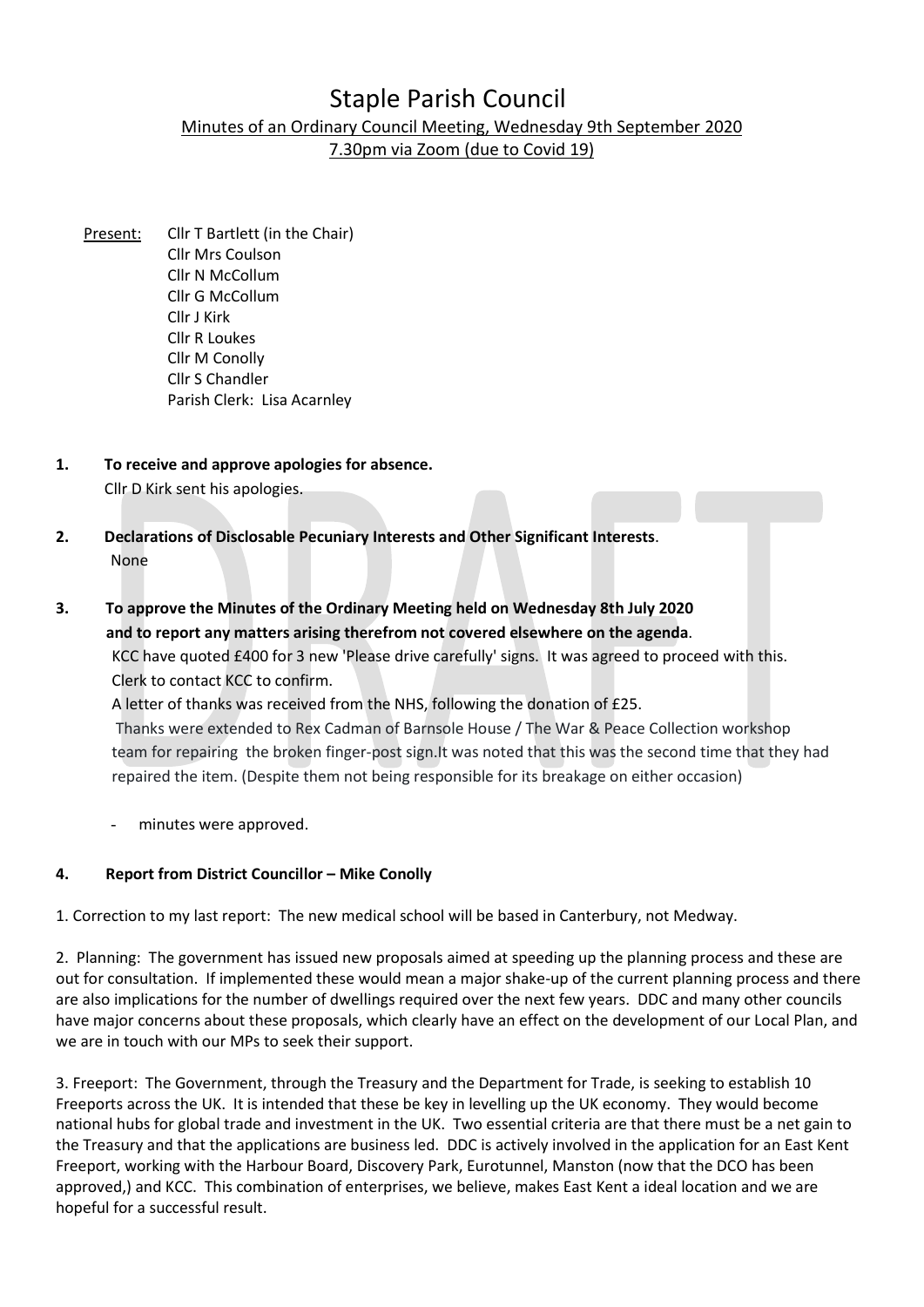# Staple Parish Council

Minutes of an Ordinary Council Meeting, Wednesday 9th September 2020
7.30pm via Zoom (due to Covid 19)

Present: Cllr T Bartlett (in the Chair)
Cllr Mrs Coulson
Cllr N McCollum
Cllr G McCollum
Cllr J Kirk
Cllr R Loukes
Cllr M Conolly
Cllr S Chandler
Parish Clerk: Lisa Acarnley

**1. To receive and approve apologies for absence.**

Cllr D Kirk sent his apologies.

**2. Declarations of Disclosable Pecuniary Interests and Other Significant Interests.**

None

**3. To approve the Minutes of the Ordinary Meeting held on Wednesday 8th July 2020 and to report any matters arising therefrom not covered elsewhere on the agenda.**

KCC have quoted £400 for 3 new 'Please drive carefully' signs. It was agreed to proceed with this. Clerk to contact KCC to confirm.

A letter of thanks was received from the NHS, following the donation of £25.

Thanks were extended to Rex Cadman of Barnsole House / The War & Peace Collection workshop team for repairing the broken finger-post sign.It was noted that this was the second time that they had repaired the item. (Despite them not being responsible for its breakage on either occasion)

- minutes were approved.

**4. Report from District Councillor – Mike Conolly**

1. Correction to my last report: The new medical school will be based in Canterbury, not Medway.

2. Planning: The government has issued new proposals aimed at speeding up the planning process and these are out for consultation. If implemented these would mean a major shake-up of the current planning process and there are also implications for the number of dwellings required over the next few years. DDC and many other councils have major concerns about these proposals, which clearly have an effect on the development of our Local Plan, and we are in touch with our MPs to seek their support.

3. Freeport: The Government, through the Treasury and the Department for Trade, is seeking to establish 10 Freeports across the UK. It is intended that these be key in levelling up the UK economy. They would become national hubs for global trade and investment in the UK. Two essential criteria are that there must be a net gain to the Treasury and that the applications are business led. DDC is actively involved in the application for an East Kent Freeport, working with the Harbour Board, Discovery Park, Eurotunnel, Manston (now that the DCO has been approved,) and KCC. This combination of enterprises, we believe, makes East Kent a ideal location and we are hopeful for a successful result.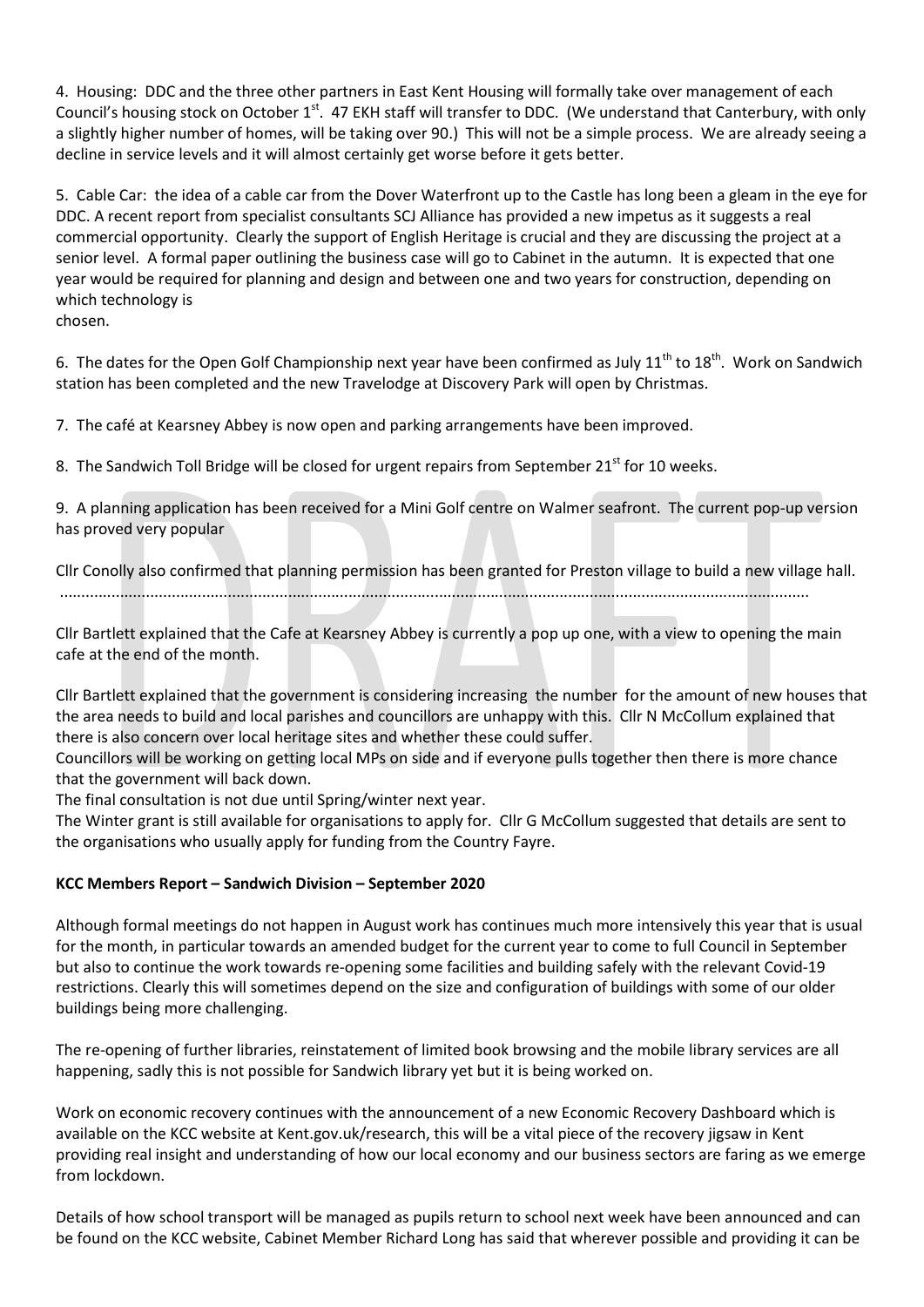4. Housing: DDC and the three other partners in East Kent Housing will formally take over management of each Council's housing stock on October 1st. 47 EKH staff will transfer to DDC. (We understand that Canterbury, with only a slightly higher number of homes, will be taking over 90.) This will not be a simple process. We are already seeing a decline in service levels and it will almost certainly get worse before it gets better.

5. Cable Car: the idea of a cable car from the Dover Waterfront up to the Castle has long been a gleam in the eye for DDC. A recent report from specialist consultants SCJ Alliance has provided a new impetus as it suggests a real commercial opportunity. Clearly the support of English Heritage is crucial and they are discussing the project at a senior level. A formal paper outlining the business case will go to Cabinet in the autumn. It is expected that one year would be required for planning and design and between one and two years for construction, depending on which technology is
chosen.

6. The dates for the Open Golf Championship next year have been confirmed as July 11th to 18th. Work on Sandwich station has been completed and the new Travelodge at Discovery Park will open by Christmas.

7. The café at Kearsney Abbey is now open and parking arrangements have been improved.

8. The Sandwich Toll Bridge will be closed for urgent repairs from September 21st for 10 weeks.

9. A planning application has been received for a Mini Golf centre on Walmer seafront. The current pop-up version has proved very popular

Cllr Conolly also confirmed that planning permission has been granted for Preston village to build a new village hall.
……………………………………………………………………………………………………………………………………………………………

Cllr Bartlett explained that the Cafe at Kearsney Abbey is currently a pop up one, with a view to opening the main cafe at the end of the month.

Cllr Bartlett explained that the government is considering increasing the number for the amount of new houses that the area needs to build and local parishes and councillors are unhappy with this. Cllr N McCollum explained that there is also concern over local heritage sites and whether these could suffer.
Councillors will be working on getting local MPs on side and if everyone pulls together then there is more chance that the government will back down.
The final consultation is not due until Spring/winter next year.
The Winter grant is still available for organisations to apply for. Cllr G McCollum suggested that details are sent to the organisations who usually apply for funding from the Country Fayre.

**KCC Members Report – Sandwich Division – September 2020**

Although formal meetings do not happen in August work has continues much more intensively this year that is usual for the month, in particular towards an amended budget for the current year to come to full Council in September but also to continue the work towards re-opening some facilities and building safely with the relevant Covid-19 restrictions. Clearly this will sometimes depend on the size and configuration of buildings with some of our older buildings being more challenging.

The re-opening of further libraries, reinstatement of limited book browsing and the mobile library services are all happening, sadly this is not possible for Sandwich library yet but it is being worked on.

Work on economic recovery continues with the announcement of a new Economic Recovery Dashboard which is available on the KCC website at Kent.gov.uk/research, this will be a vital piece of the recovery jigsaw in Kent providing real insight and understanding of how our local economy and our business sectors are faring as we emerge from lockdown.

Details of how school transport will be managed as pupils return to school next week have been announced and can be found on the KCC website, Cabinet Member Richard Long has said that wherever possible and providing it can be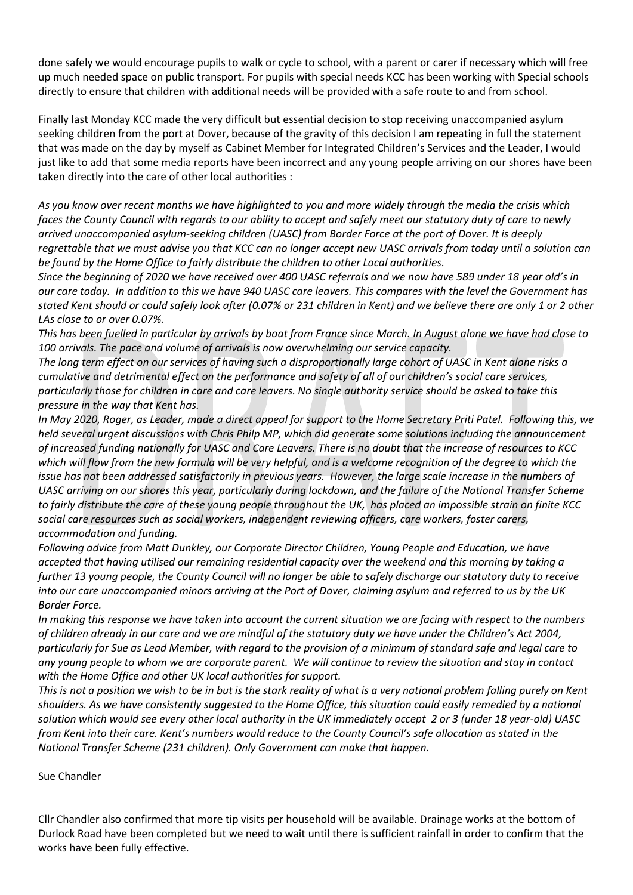done safely we would encourage pupils to walk or cycle to school, with a parent or carer if necessary which will free up much needed space on public transport. For pupils with special needs KCC has been working with Special schools directly to ensure that children with additional needs will be provided with a safe route to and from school.

Finally last Monday KCC made the very difficult but essential decision to stop receiving unaccompanied asylum seeking children from the port at Dover, because of the gravity of this decision I am repeating in full the statement that was made on the day by myself as Cabinet Member for Integrated Children's Services and the Leader, I would just like to add that some media reports have been incorrect and any young people arriving on our shores have been taken directly into the care of other local authorities :

*As you know over recent months we have highlighted to you and more widely through the media the crisis which faces the County Council with regards to our ability to accept and safely meet our statutory duty of care to newly arrived unaccompanied asylum-seeking children (UASC) from Border Force at the port of Dover. It is deeply regrettable that we must advise you that KCC can no longer accept new UASC arrivals from today until a solution can be found by the Home Office to fairly distribute the children to other Local authorities.*

*Since the beginning of 2020 we have received over 400 UASC referrals and we now have 589 under 18 year old's in our care today. In addition to this we have 940 UASC care leavers. This compares with the level the Government has stated Kent should or could safely look after (0.07% or 231 children in Kent) and we believe there are only 1 or 2 other LAs close to or over 0.07%.*

*This has been fuelled in particular by arrivals by boat from France since March. In August alone we have had close to 100 arrivals. The pace and volume of arrivals is now overwhelming our service capacity.*

*The long term effect on our services of having such a disproportionally large cohort of UASC in Kent alone risks a cumulative and detrimental effect on the performance and safety of all of our children's social care services, particularly those for children in care and care leavers. No single authority service should be asked to take this pressure in the way that Kent has.*

*In May 2020, Roger, as Leader, made a direct appeal for support to the Home Secretary Priti Patel. Following this, we held several urgent discussions with Chris Philp MP, which did generate some solutions including the announcement of increased funding nationally for UASC and Care Leavers. There is no doubt that the increase of resources to KCC which will flow from the new formula will be very helpful, and is a welcome recognition of the degree to which the issue has not been addressed satisfactorily in previous years. However, the large scale increase in the numbers of UASC arriving on our shores this year, particularly during lockdown, and the failure of the National Transfer Scheme to fairly distribute the care of these young people throughout the UK, has placed an impossible strain on finite KCC social care resources such as social workers, independent reviewing officers, care workers, foster carers, accommodation and funding.*

*Following advice from Matt Dunkley, our Corporate Director Children, Young People and Education, we have accepted that having utilised our remaining residential capacity over the weekend and this morning by taking a further 13 young people, the County Council will no longer be able to safely discharge our statutory duty to receive into our care unaccompanied minors arriving at the Port of Dover, claiming asylum and referred to us by the UK Border Force.*

*In making this response we have taken into account the current situation we are facing with respect to the numbers of children already in our care and we are mindful of the statutory duty we have under the Children's Act 2004, particularly for Sue as Lead Member, with regard to the provision of a minimum of standard safe and legal care to any young people to whom we are corporate parent. We will continue to review the situation and stay in contact with the Home Office and other UK local authorities for support.*

*This is not a position we wish to be in but is the stark reality of what is a very national problem falling purely on Kent shoulders. As we have consistently suggested to the Home Office, this situation could easily remedied by a national solution which would see every other local authority in the UK immediately accept 2 or 3 (under 18 year-old) UASC from Kent into their care. Kent's numbers would reduce to the County Council's safe allocation as stated in the National Transfer Scheme (231 children). Only Government can make that happen.*

Sue Chandler

Cllr Chandler also confirmed that more tip visits per household will be available. Drainage works at the bottom of Durlock Road have been completed but we need to wait until there is sufficient rainfall in order to confirm that the works have been fully effective.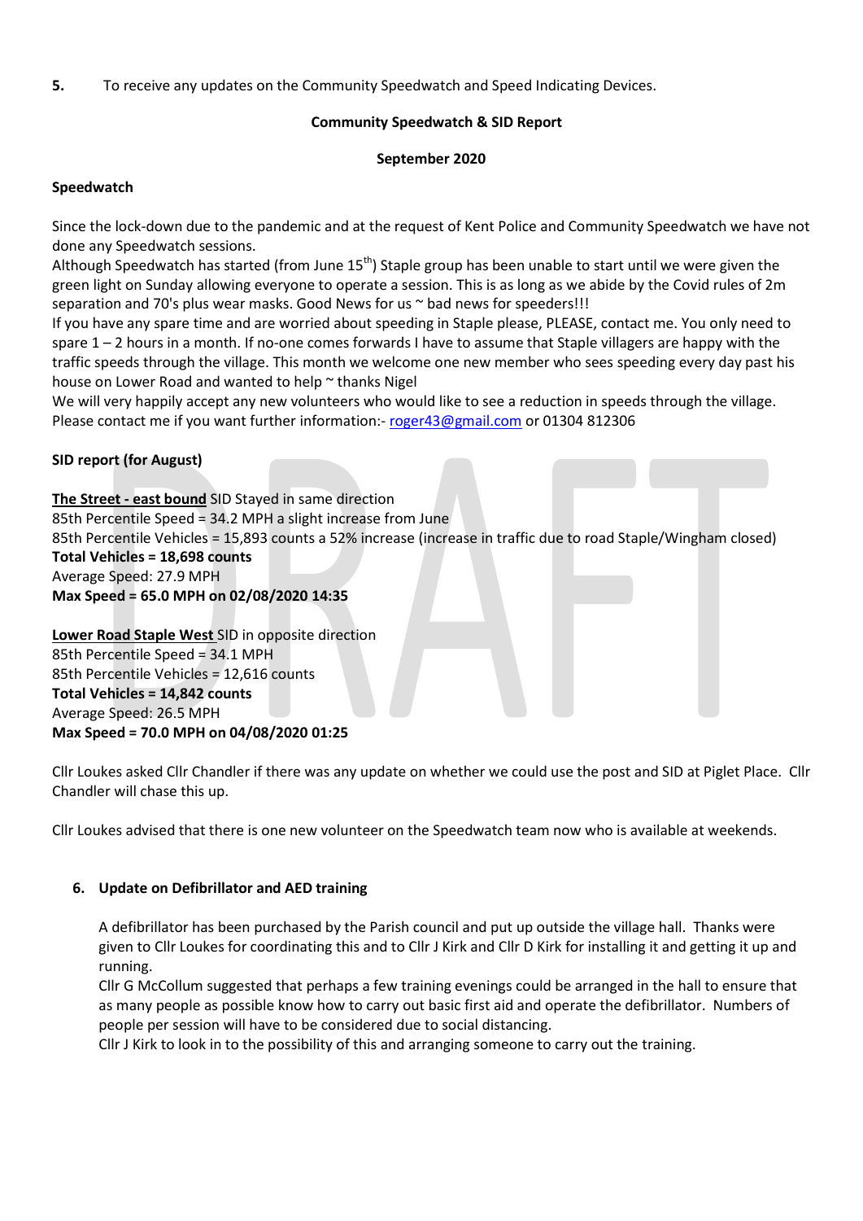**5.** To receive any updates on the Community Speedwatch and Speed Indicating Devices.

**Community Speedwatch & SID Report**

**September 2020**

**Speedwatch**

Since the lock-down due to the pandemic and at the request of Kent Police and Community Speedwatch we have not done any Speedwatch sessions.
Although Speedwatch has started (from June 15th) Staple group has been unable to start until we were given the green light on Sunday allowing everyone to operate a session. This is as long as we abide by the Covid rules of 2m separation and 70's plus wear masks. Good News for us ~ bad news for speeders!!!
If you have any spare time and are worried about speeding in Staple please, PLEASE, contact me. You only need to spare 1 – 2 hours in a month. If no-one comes forwards I have to assume that Staple villagers are happy with the traffic speeds through the village. This month we welcome one new member who sees speeding every day past his house on Lower Road and wanted to help ~ thanks Nigel
We will very happily accept any new volunteers who would like to see a reduction in speeds through the village. Please contact me if you want further information:- roger43@gmail.com or 01304 812306

**SID report (for August)**

**The Street - east bound** SID Stayed in same direction
85th Percentile Speed = 34.2 MPH a slight increase from June
85th Percentile Vehicles = 15,893 counts a 52% increase (increase in traffic due to road Staple/Wingham closed)
**Total Vehicles = 18,698 counts**
Average Speed: 27.9 MPH
**Max Speed = 65.0 MPH on 02/08/2020 14:35**

**Lower Road Staple West** SID in opposite direction
85th Percentile Speed = 34.1 MPH
85th Percentile Vehicles = 12,616 counts
**Total Vehicles = 14,842 counts**
Average Speed: 26.5 MPH
**Max Speed = 70.0 MPH on 04/08/2020 01:25**

Cllr Loukes asked Cllr Chandler if there was any update on whether we could use the post and SID at Piglet Place. Cllr Chandler will chase this up.

Cllr Loukes advised that there is one new volunteer on the Speedwatch team now who is available at weekends.

**6. Update on Defibrillator and AED training**

A defibrillator has been purchased by the Parish council and put up outside the village hall. Thanks were given to Cllr Loukes for coordinating this and to Cllr J Kirk and Cllr D Kirk for installing it and getting it up and running.
Cllr G McCollum suggested that perhaps a few training evenings could be arranged in the hall to ensure that as many people as possible know how to carry out basic first aid and operate the defibrillator. Numbers of people per session will have to be considered due to social distancing.
Cllr J Kirk to look in to the possibility of this and arranging someone to carry out the training.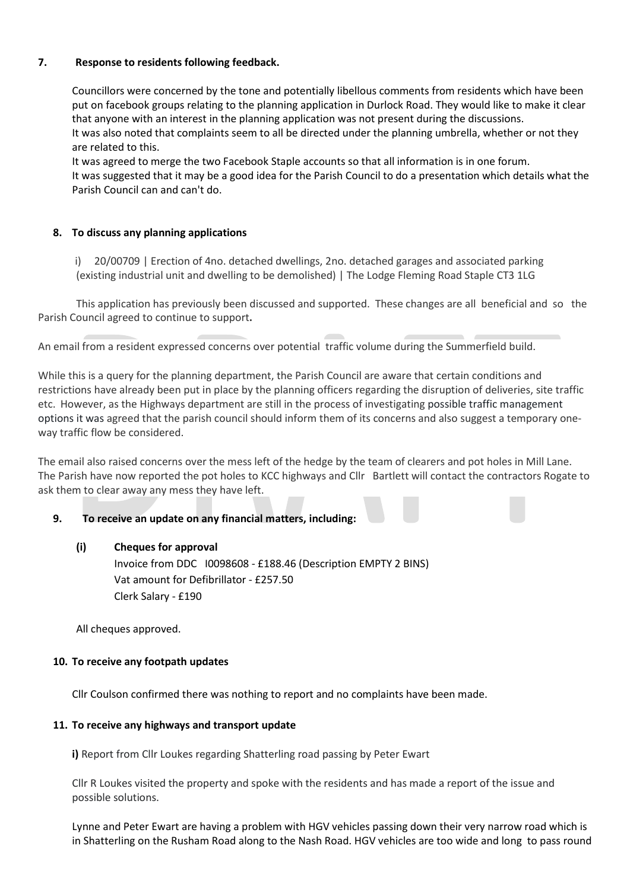## 7. Response to residents following feedback.

Councillors were concerned by the tone and potentially libellous comments from residents which have been put on facebook groups relating to the planning application in Durlock Road. They would like to make it clear that anyone with an interest in the planning application was not present during the discussions.
It was also noted that complaints seem to all be directed under the planning umbrella, whether or not they are related to this.
It was agreed to merge the two Facebook Staple accounts so that all information is in one forum.
It was suggested that it may be a good idea for the Parish Council to do a presentation which details what the Parish Council can and can't do.

## 8. To discuss any planning applications

i) 20/00709 | Erection of 4no. detached dwellings, 2no. detached garages and associated parking (existing industrial unit and dwelling to be demolished) | The Lodge Fleming Road Staple CT3 1LG

This application has previously been discussed and supported. These changes are all beneficial and so the Parish Council agreed to continue to support**.**

An email from a resident expressed concerns over potential traffic volume during the Summerfield build.

While this is a query for the planning department, the Parish Council are aware that certain conditions and restrictions have already been put in place by the planning officers regarding the disruption of deliveries, site traffic etc. However, as the Highways department are still in the process of investigating possible traffic management options it was agreed that the parish council should inform them of its concerns and also suggest a temporary one-way traffic flow be considered.

The email also raised concerns over the mess left of the hedge by the team of clearers and pot holes in Mill Lane. The Parish have now reported the pot holes to KCC highways and Cllr Bartlett will contact the contractors Rogate to ask them to clear away any mess they have left.

## 9. To receive an update on any financial matters, including:

**(i) Cheques for approval**

Invoice from DDC I0098608 - £188.46 (Description EMPTY 2 BINS)
Vat amount for Defibrillator - £257.50
Clerk Salary - £190

All cheques approved.

## 10. To receive any footpath updates

Cllr Coulson confirmed there was nothing to report and no complaints have been made.

## 11. To receive any highways and transport update

**i)** Report from Cllr Loukes regarding Shatterling road passing by Peter Ewart

Cllr R Loukes visited the property and spoke with the residents and has made a report of the issue and possible solutions.

Lynne and Peter Ewart are having a problem with HGV vehicles passing down their very narrow road which is in Shatterling on the Rusham Road along to the Nash Road. HGV vehicles are too wide and long to pass round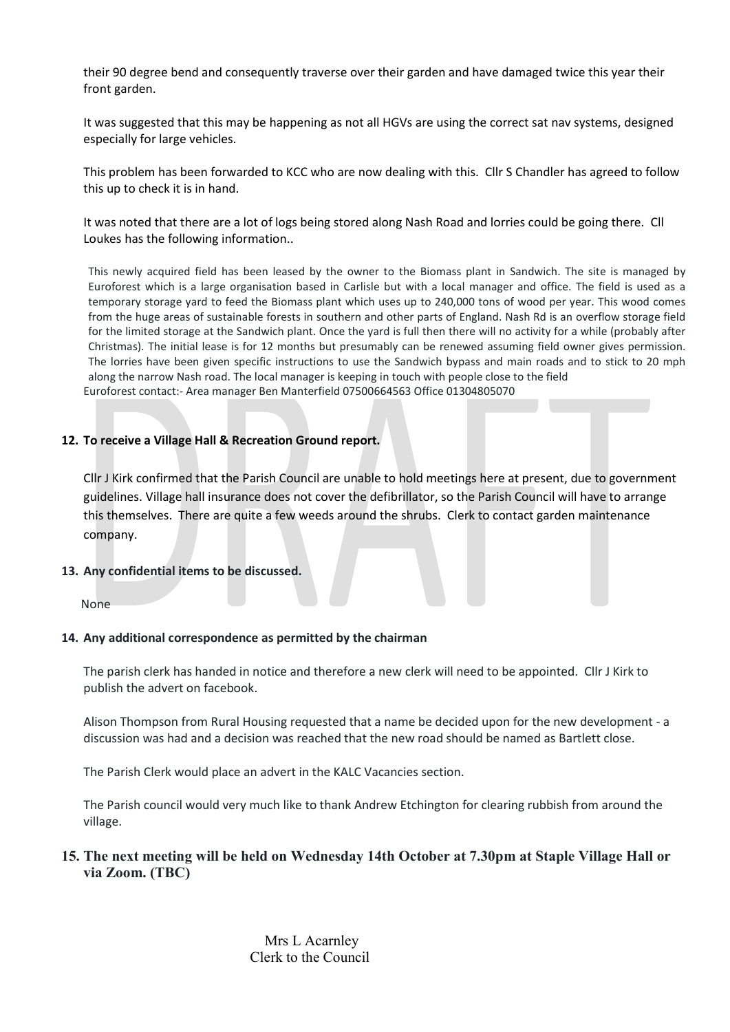their 90 degree bend and consequently traverse over their garden and have damaged twice this year their front garden.

It was suggested that this may be happening as not all HGVs are using the correct sat nav systems, designed especially for large vehicles.

This problem has been forwarded to KCC who are now dealing with this. Cllr S Chandler has agreed to follow this up to check it is in hand.

It was noted that there are a lot of logs being stored along Nash Road and lorries could be going there. Cll Loukes has the following information..

This newly acquired field has been leased by the owner to the Biomass plant in Sandwich. The site is managed by Euroforest which is a large organisation based in Carlisle but with a local manager and office. The field is used as a temporary storage yard to feed the Biomass plant which uses up to 240,000 tons of wood per year. This wood comes from the huge areas of sustainable forests in southern and other parts of England. Nash Rd is an overflow storage field for the limited storage at the Sandwich plant. Once the yard is full then there will no activity for a while (probably after Christmas). The initial lease is for 12 months but presumably can be renewed assuming field owner gives permission. The lorries have been given specific instructions to use the Sandwich bypass and main roads and to stick to 20 mph along the narrow Nash road. The local manager is keeping in touch with people close to the field
Euroforest contact:- Area manager Ben Manterfield 07500664563 Office 01304805070

**12. To receive a Village Hall & Recreation Ground report.**

Cllr J Kirk confirmed that the Parish Council are unable to hold meetings here at present, due to government guidelines. Village hall insurance does not cover the defibrillator, so the Parish Council will have to arrange this themselves. There are quite a few weeds around the shrubs. Clerk to contact garden maintenance company.

**13. Any confidential items to be discussed.**

None

**14. Any additional correspondence as permitted by the chairman**

The parish clerk has handed in notice and therefore a new clerk will need to be appointed. Cllr J Kirk to publish the advert on facebook.

Alison Thompson from Rural Housing requested that a name be decided upon for the new development - a discussion was had and a decision was reached that the new road should be named as Bartlett close.

The Parish Clerk would place an advert in the KALC Vacancies section.

The Parish council would very much like to thank Andrew Etchington for clearing rubbish from around the village.

**15. The next meeting will be held on Wednesday 14th October at 7.30pm at Staple Village Hall or via Zoom. (TBC)**

Mrs L Acarnley
Clerk to the Council